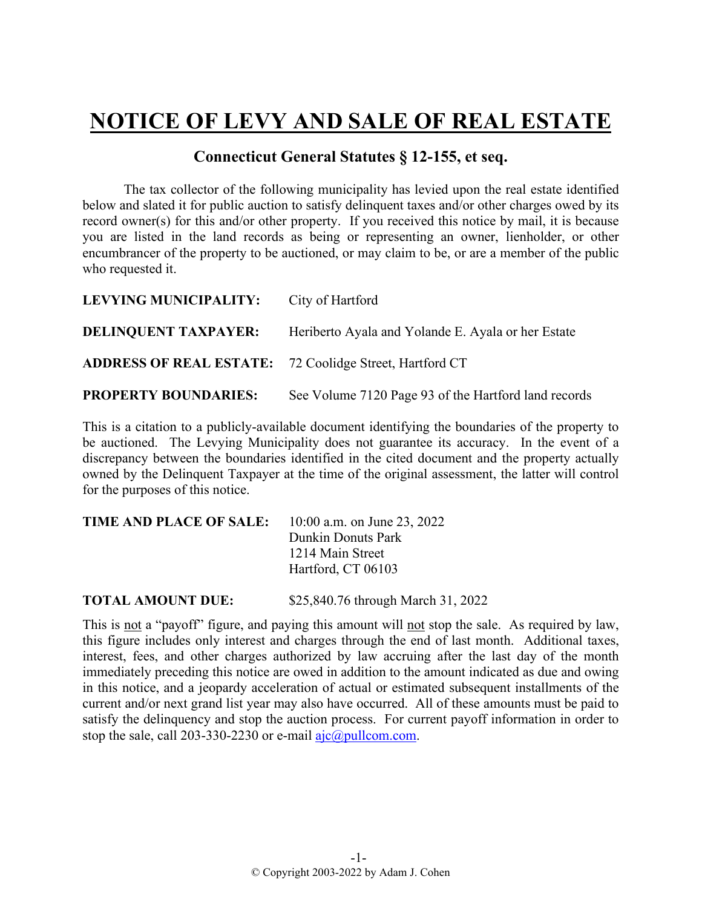# NOTICE OF LEVY AND SALE OF REAL ESTATE

## Connecticut General Statutes § 12-155, et seq.

The tax collector of the following municipality has levied upon the real estate identified below and slated it for public auction to satisfy delinquent taxes and/or other charges owed by its record owner(s) for this and/or other property. If you received this notice by mail, it is because you are listed in the land records as being or representing an owner, lienholder, or other encumbrancer of the property to be auctioned, or may claim to be, or are a member of the public who requested it.

**LEVYING MUNICIPALITY:** City of Hartford

**DELINQUENT TAXPAYER:** Heriberto Ayala and Yolande E. Ayala or her Estate

**ADDRESS OF REAL ESTATE:** 72 Coolidge Street, Hartford CT

**PROPERTY BOUNDARIES:** See Volume 7120 Page 93 of the Hartford land records

This is a citation to a publicly-available document identifying the boundaries of the property to be auctioned. The Levying Municipality does not guarantee its accuracy. In the event of a discrepancy between the boundaries identified in the cited document and the property actually owned by the Delinquent Taxpayer at the time of the original assessment, the latter will control for the purposes of this notice.

**TIME AND PLACE OF SALE:** 10:00 a.m. on June 23, 2022
Dunkin Donuts Park
1214 Main Street
Hartford, CT 06103

**TOTAL AMOUNT DUE:** $25,840.76 through March 31, 2022

This is not a "payoff" figure, and paying this amount will not stop the sale. As required by law, this figure includes only interest and charges through the end of last month. Additional taxes, interest, fees, and other charges authorized by law accruing after the last day of the month immediately preceding this notice are owed in addition to the amount indicated as due and owing in this notice, and a jeopardy acceleration of actual or estimated subsequent installments of the current and/or next grand list year may also have occurred. All of these amounts must be paid to satisfy the delinquency and stop the auction process. For current payoff information in order to stop the sale, call 203-330-2230 or e-mail ajc@pullcom.com.

© Copyright 2003-2022 by Adam J. Cohen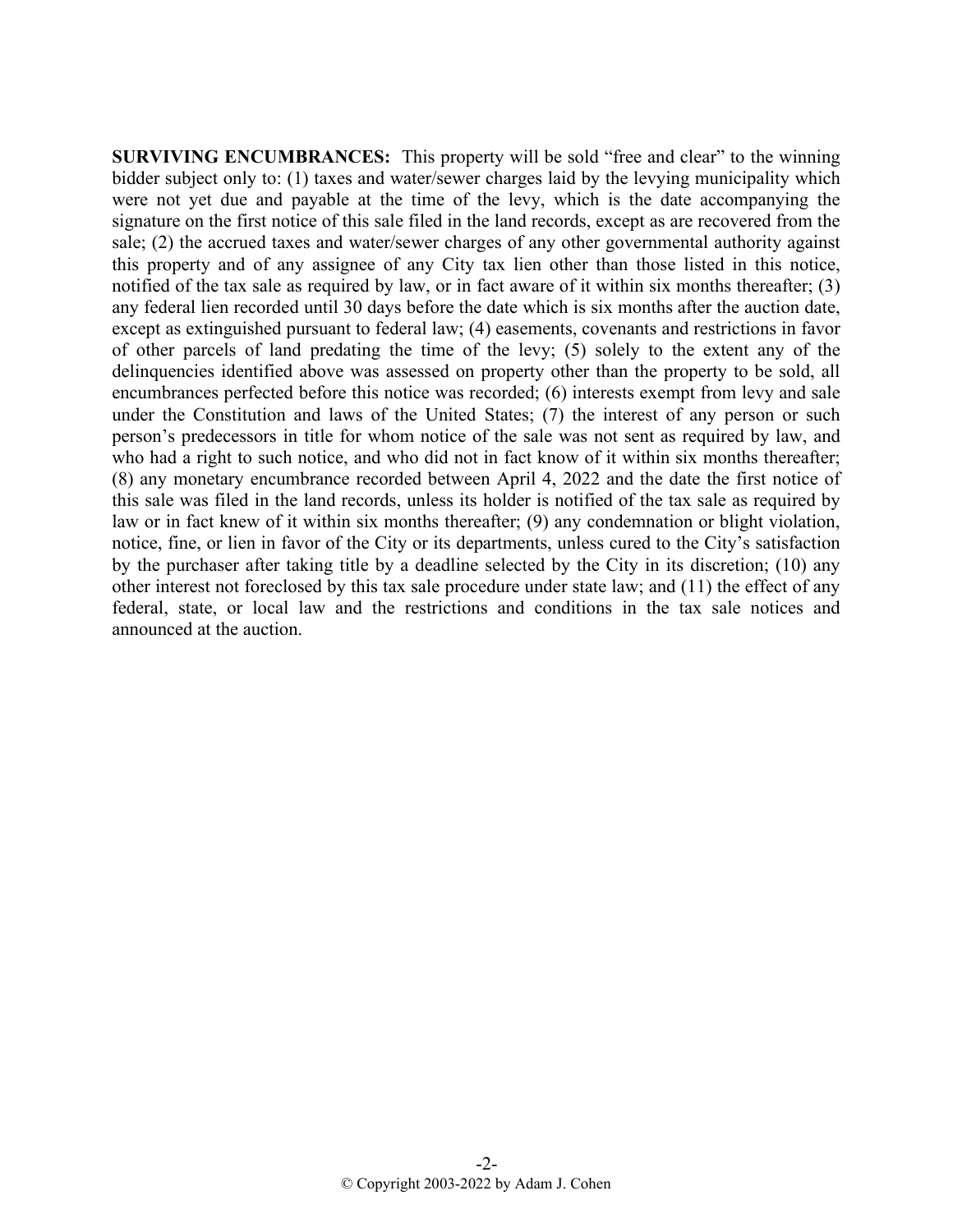**SURVIVING ENCUMBRANCES:** This property will be sold "free and clear" to the winning bidder subject only to: (1) taxes and water/sewer charges laid by the levying municipality which were not yet due and payable at the time of the levy, which is the date accompanying the signature on the first notice of this sale filed in the land records, except as are recovered from the sale; (2) the accrued taxes and water/sewer charges of any other governmental authority against this property and of any assignee of any City tax lien other than those listed in this notice, notified of the tax sale as required by law, or in fact aware of it within six months thereafter; (3) any federal lien recorded until 30 days before the date which is six months after the auction date, except as extinguished pursuant to federal law; (4) easements, covenants and restrictions in favor of other parcels of land predating the time of the levy; (5) solely to the extent any of the delinquencies identified above was assessed on property other than the property to be sold, all encumbrances perfected before this notice was recorded; (6) interests exempt from levy and sale under the Constitution and laws of the United States; (7) the interest of any person or such person's predecessors in title for whom notice of the sale was not sent as required by law, and who had a right to such notice, and who did not in fact know of it within six months thereafter; (8) any monetary encumbrance recorded between April 4, 2022 and the date the first notice of this sale was filed in the land records, unless its holder is notified of the tax sale as required by law or in fact knew of it within six months thereafter; (9) any condemnation or blight violation, notice, fine, or lien in favor of the City or its departments, unless cured to the City's satisfaction by the purchaser after taking title by a deadline selected by the City in its discretion; (10) any other interest not foreclosed by this tax sale procedure under state law; and (11) the effect of any federal, state, or local law and the restrictions and conditions in the tax sale notices and announced at the auction.

© Copyright 2003-2022 by Adam J. Cohen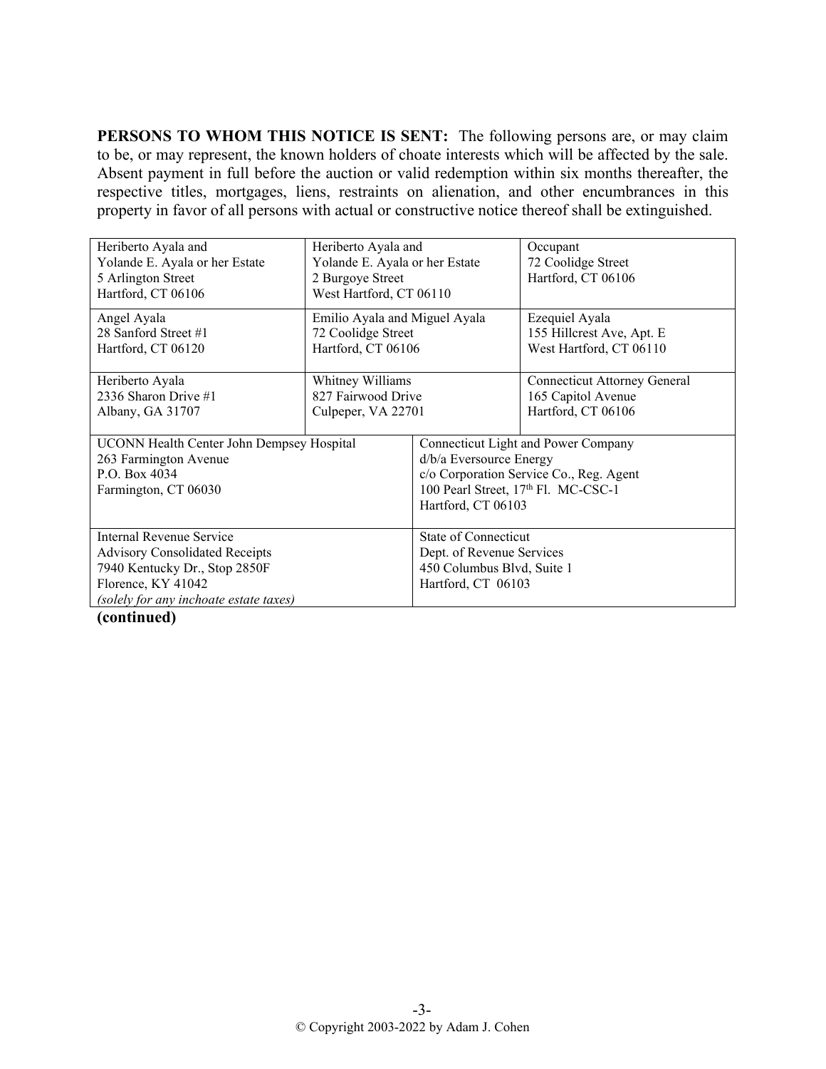**PERSONS TO WHOM THIS NOTICE IS SENT:** The following persons are, or may claim to be, or may represent, the known holders of choate interests which will be affected by the sale. Absent payment in full before the auction or valid redemption within six months thereafter, the respective titles, mortgages, liens, restraints on alienation, and other encumbrances in this property in favor of all persons with actual or constructive notice thereof shall be extinguished.

| | | |
|---|---|---|
| Heriberto Ayala and<br>Yolande E. Ayala or her Estate<br>5 Arlington Street<br>Hartford, CT 06106 | Heriberto Ayala and<br>Yolande E. Ayala or her Estate<br>2 Burgoye Street<br>West Hartford, CT 06110 | Occupant<br>72 Coolidge Street<br>Hartford, CT 06106 |
| Angel Ayala<br>28 Sanford Street #1<br>Hartford, CT 06120 | Emilio Ayala and Miguel Ayala<br>72 Coolidge Street<br>Hartford, CT 06106 | Ezequiel Ayala<br>155 Hillcrest Ave, Apt. E<br>West Hartford, CT 06110 |
| Heriberto Ayala<br>2336 Sharon Drive #1<br>Albany, GA 31707 | Whitney Williams<br>827 Fairwood Drive<br>Culpeper, VA 22701 | Connecticut Attorney General<br>165 Capitol Avenue<br>Hartford, CT 06106 |

| | |
|---|---|
| UCONN Health Center John Dempsey Hospital<br>263 Farmington Avenue<br>P.O. Box 4034<br>Farmington, CT 06030 | Connecticut Light and Power Company<br>d/b/a Eversource Energy<br>c/o Corporation Service Co., Reg. Agent<br>100 Pearl Street, 17th Fl. MC-CSC-1<br>Hartford, CT 06103 |
| Internal Revenue Service<br>Advisory Consolidated Receipts<br>7940 Kentucky Dr., Stop 2850F<br>Florence, KY 41042<br>*(solely for any inchoate estate taxes)* | State of Connecticut<br>Dept. of Revenue Services<br>450 Columbus Blvd, Suite 1<br>Hartford, CT 06103 |

**(continued)**

© Copyright 2003-2022 by Adam J. Cohen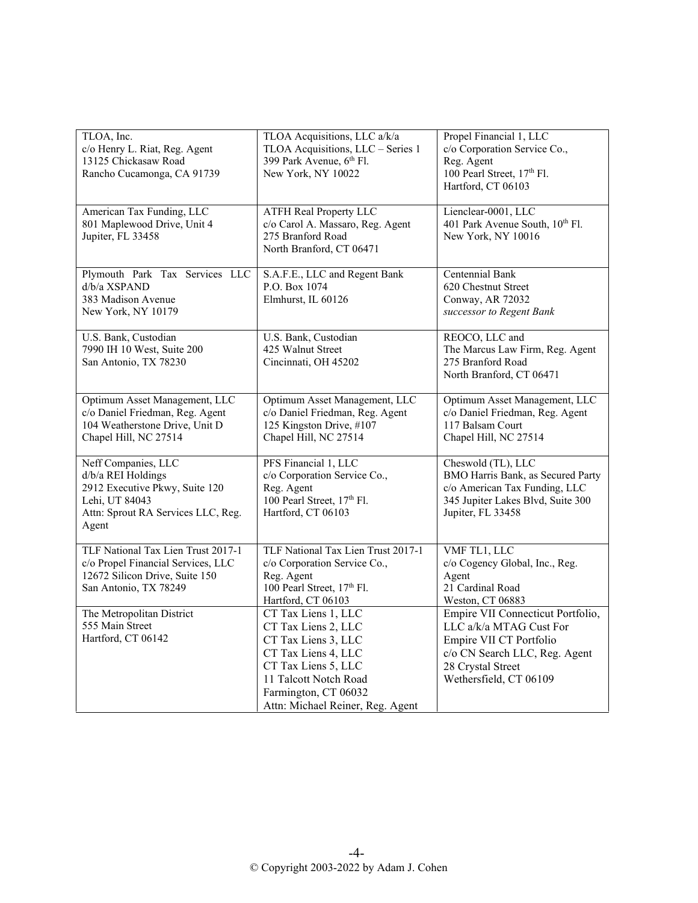| | | |
|---|---|---|
| TLOA, Inc.<br>c/o Henry L. Riat, Reg. Agent<br>13125 Chickasaw Road<br>Rancho Cucamonga, CA 91739 | TLOA Acquisitions, LLC a/k/a<br>TLOA Acquisitions, LLC – Series 1<br>399 Park Avenue, 6th Fl.<br>New York, NY 10022 | Propel Financial 1, LLC<br>c/o Corporation Service Co.,<br>Reg. Agent<br>100 Pearl Street, 17th Fl.<br>Hartford, CT 06103 |
| American Tax Funding, LLC<br>801 Maplewood Drive, Unit 4<br>Jupiter, FL 33458 | ATFH Real Property LLC<br>c/o Carol A. Massaro, Reg. Agent<br>275 Branford Road<br>North Branford, CT 06471 | Lienclear-0001, LLC<br>401 Park Avenue South, 10th Fl.<br>New York, NY 10016 |
| Plymouth Park Tax Services LLC<br>d/b/a XSPAND<br>383 Madison Avenue<br>New York, NY 10179 | S.A.F.E., LLC and Regent Bank<br>P.O. Box 1074<br>Elmhurst, IL 60126 | Centennial Bank<br>620 Chestnut Street<br>Conway, AR 72032<br>*successor to Regent Bank* |
| U.S. Bank, Custodian<br>7990 IH 10 West, Suite 200<br>San Antonio, TX 78230 | U.S. Bank, Custodian<br>425 Walnut Street<br>Cincinnati, OH 45202 | REOCO, LLC and<br>The Marcus Law Firm, Reg. Agent<br>275 Branford Road<br>North Branford, CT 06471 |
| Optimum Asset Management, LLC<br>c/o Daniel Friedman, Reg. Agent<br>104 Weatherstone Drive, Unit D<br>Chapel Hill, NC 27514 | Optimum Asset Management, LLC<br>c/o Daniel Friedman, Reg. Agent<br>125 Kingston Drive, #107<br>Chapel Hill, NC 27514 | Optimum Asset Management, LLC<br>c/o Daniel Friedman, Reg. Agent<br>117 Balsam Court<br>Chapel Hill, NC 27514 |
| Neff Companies, LLC<br>d/b/a REI Holdings<br>2912 Executive Pkwy, Suite 120<br>Lehi, UT 84043<br>Attn: Sprout RA Services LLC, Reg. Agent | PFS Financial 1, LLC<br>c/o Corporation Service Co.,<br>Reg. Agent<br>100 Pearl Street, 17th Fl.<br>Hartford, CT 06103 | Cheswold (TL), LLC<br>BMO Harris Bank, as Secured Party<br>c/o American Tax Funding, LLC<br>345 Jupiter Lakes Blvd, Suite 300<br>Jupiter, FL 33458 |
| TLF National Tax Lien Trust 2017-1<br>c/o Propel Financial Services, LLC<br>12672 Silicon Drive, Suite 150<br>San Antonio, TX 78249 | TLF National Tax Lien Trust 2017-1<br>c/o Corporation Service Co.,<br>Reg. Agent<br>100 Pearl Street, 17th Fl.<br>Hartford, CT 06103 | VMF TL1, LLC<br>c/o Cogency Global, Inc., Reg. Agent<br>21 Cardinal Road<br>Weston, CT 06883 |
| The Metropolitan District<br>555 Main Street<br>Hartford, CT 06142 | CT Tax Liens 1, LLC<br>CT Tax Liens 2, LLC<br>CT Tax Liens 3, LLC<br>CT Tax Liens 4, LLC<br>CT Tax Liens 5, LLC<br>11 Talcott Notch Road<br>Farmington, CT 06032<br>Attn: Michael Reiner, Reg. Agent | Empire VII Connecticut Portfolio, LLC a/k/a MTAG Cust For<br>Empire VII CT Portfolio<br>c/o CN Search LLC, Reg. Agent<br>28 Crystal Street<br>Wethersfield, CT 06109 |

© Copyright 2003-2022 by Adam J. Cohen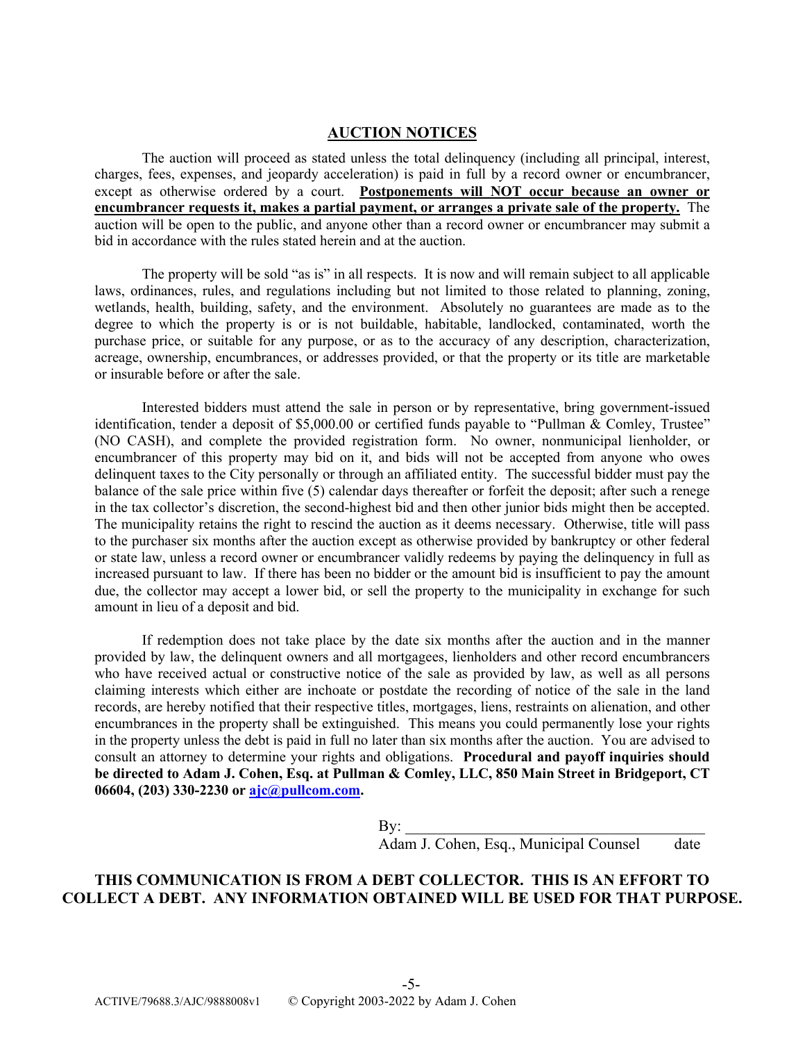## AUCTION NOTICES

The auction will proceed as stated unless the total delinquency (including all principal, interest, charges, fees, expenses, and jeopardy acceleration) is paid in full by a record owner or encumbrancer, except as otherwise ordered by a court. **Postponements will NOT occur because an owner or encumbrancer requests it, makes a partial payment, or arranges a private sale of the property.** The auction will be open to the public, and anyone other than a record owner or encumbrancer may submit a bid in accordance with the rules stated herein and at the auction.

The property will be sold "as is" in all respects. It is now and will remain subject to all applicable laws, ordinances, rules, and regulations including but not limited to those related to planning, zoning, wetlands, health, building, safety, and the environment. Absolutely no guarantees are made as to the degree to which the property is or is not buildable, habitable, landlocked, contaminated, worth the purchase price, or suitable for any purpose, or as to the accuracy of any description, characterization, acreage, ownership, encumbrances, or addresses provided, or that the property or its title are marketable or insurable before or after the sale.

Interested bidders must attend the sale in person or by representative, bring government-issued identification, tender a deposit of $5,000.00 or certified funds payable to "Pullman & Comley, Trustee" (NO CASH), and complete the provided registration form. No owner, nonmunicipal lienholder, or encumbrancer of this property may bid on it, and bids will not be accepted from anyone who owes delinquent taxes to the City personally or through an affiliated entity. The successful bidder must pay the balance of the sale price within five (5) calendar days thereafter or forfeit the deposit; after such a renege in the tax collector's discretion, the second-highest bid and then other junior bids might then be accepted. The municipality retains the right to rescind the auction as it deems necessary. Otherwise, title will pass to the purchaser six months after the auction except as otherwise provided by bankruptcy or other federal or state law, unless a record owner or encumbrancer validly redeems by paying the delinquency in full as increased pursuant to law. If there has been no bidder or the amount bid is insufficient to pay the amount due, the collector may accept a lower bid, or sell the property to the municipality in exchange for such amount in lieu of a deposit and bid.

If redemption does not take place by the date six months after the auction and in the manner provided by law, the delinquent owners and all mortgagees, lienholders and other record encumbrancers who have received actual or constructive notice of the sale as provided by law, as well as all persons claiming interests which either are inchoate or postdate the recording of notice of the sale in the land records, are hereby notified that their respective titles, mortgages, liens, restraints on alienation, and other encumbrances in the property shall be extinguished. This means you could permanently lose your rights in the property unless the debt is paid in full no later than six months after the auction. You are advised to consult an attorney to determine your rights and obligations. **Procedural and payoff inquiries should be directed to Adam J. Cohen, Esq. at Pullman & Comley, LLC, 850 Main Street in Bridgeport, CT 06604, (203) 330-2230 or ajc@pullcom.com.**

By: ____________________________________

Adam J. Cohen, Esq., Municipal Counsel date

**THIS COMMUNICATION IS FROM A DEBT COLLECTOR. THIS IS AN EFFORT TO COLLECT A DEBT. ANY INFORMATION OBTAINED WILL BE USED FOR THAT PURPOSE.**

ACTIVE/79688.3/AJC/9888008v1 © Copyright 2003-2022 by Adam J. Cohen